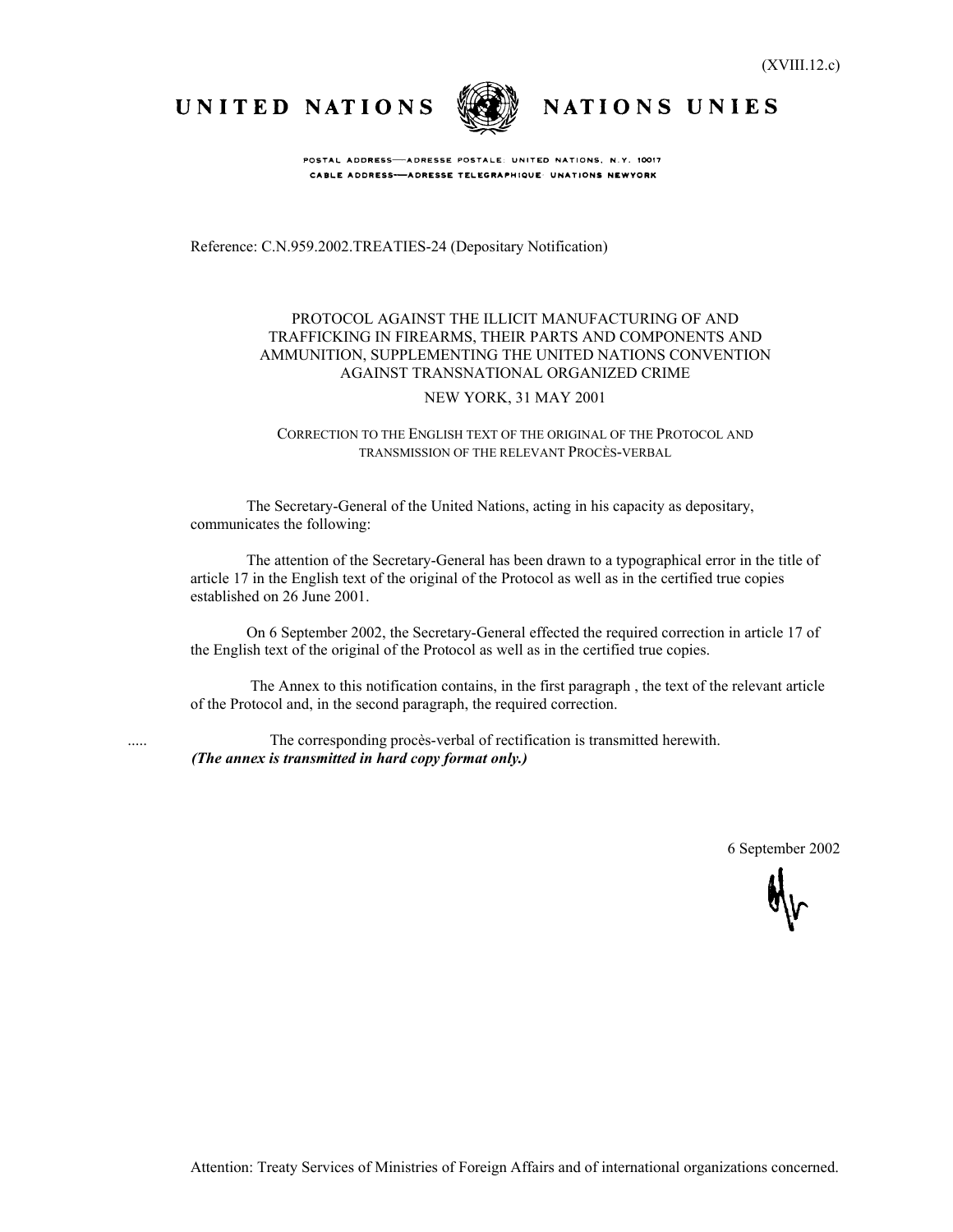(XVIII.12.c)

UNITED NATIONS NATIONS UNIES

POSTAL ADDRESS—ADRESSE POSTALE: UNITED NATIONS, N.Y. 10017
CABLE ADDRESS—ADRESSE TELEGRAPHIQUE: UNATIONS NEWYORK

Reference: C.N.959.2002.TREATIES-24 (Depositary Notification)

# PROTOCOL AGAINST THE ILLICIT MANUFACTURING OF AND TRAFFICKING IN FIREARMS, THEIR PARTS AND COMPONENTS AND AMMUNITION, SUPPLEMENTING THE UNITED NATIONS CONVENTION AGAINST TRANSNATIONAL ORGANIZED CRIME

NEW YORK, 31 MAY 2001

## CORRECTION TO THE ENGLISH TEXT OF THE ORIGINAL OF THE PROTOCOL AND TRANSMISSION OF THE RELEVANT PROCÈS-VERBAL

The Secretary-General of the United Nations, acting in his capacity as depositary, communicates the following:

The attention of the Secretary-General has been drawn to a typographical error in the title of article 17 in the English text of the original of the Protocol as well as in the certified true copies established on 26 June 2001.

On 6 September 2002, the Secretary-General effected the required correction in article 17 of the English text of the original of the Protocol as well as in the certified true copies.

The Annex to this notification contains, in the first paragraph , the text of the relevant article of the Protocol and, in the second paragraph, the required correction.

..... The corresponding procès-verbal of rectification is transmitted herewith.
***(The annex is transmitted in hard copy format only.)***

6 September 2002

Attention: Treaty Services of Ministries of Foreign Affairs and of international organizations concerned.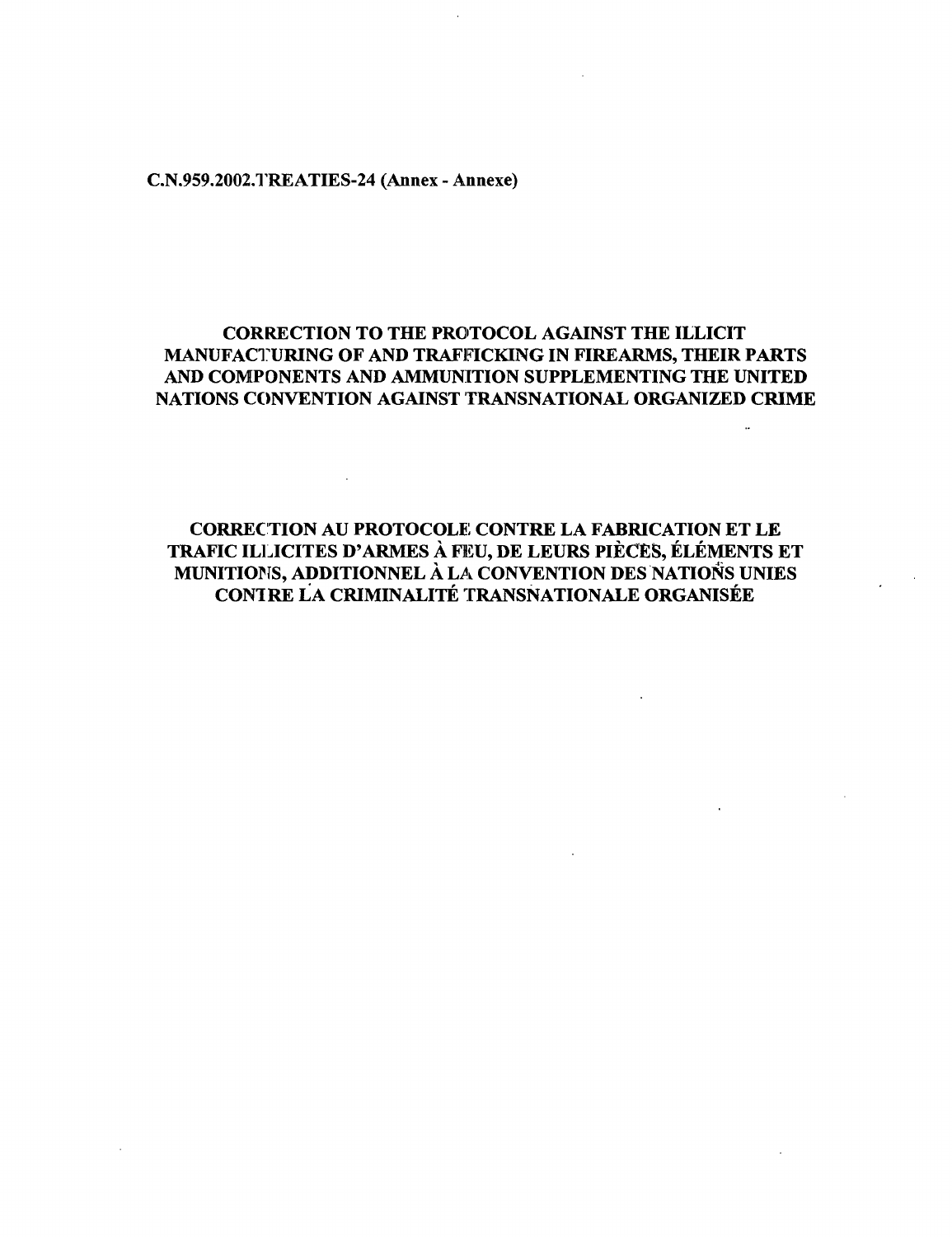C.N.959.2002.TREATIES-24 (Annex - Annexe)

# CORRECTION TO THE PROTOCOL AGAINST THE ILLICIT MANUFACTURING OF AND TRAFFICKING IN FIREARMS, THEIR PARTS AND COMPONENTS AND AMMUNITION SUPPLEMENTING THE UNITED NATIONS CONVENTION AGAINST TRANSNATIONAL ORGANIZED CRIME

# CORRECTION AU PROTOCOLE CONTRE LA FABRICATION ET LE TRAFIC ILLICITES D'ARMES À FEU, DE LEURS PIÈCES, ÉLÉMENTS ET MUNITIONS, ADDITIONNEL À LA CONVENTION DES NATIONS UNIES CONTRE LA CRIMINALITÉ TRANSNATIONALE ORGANISÉE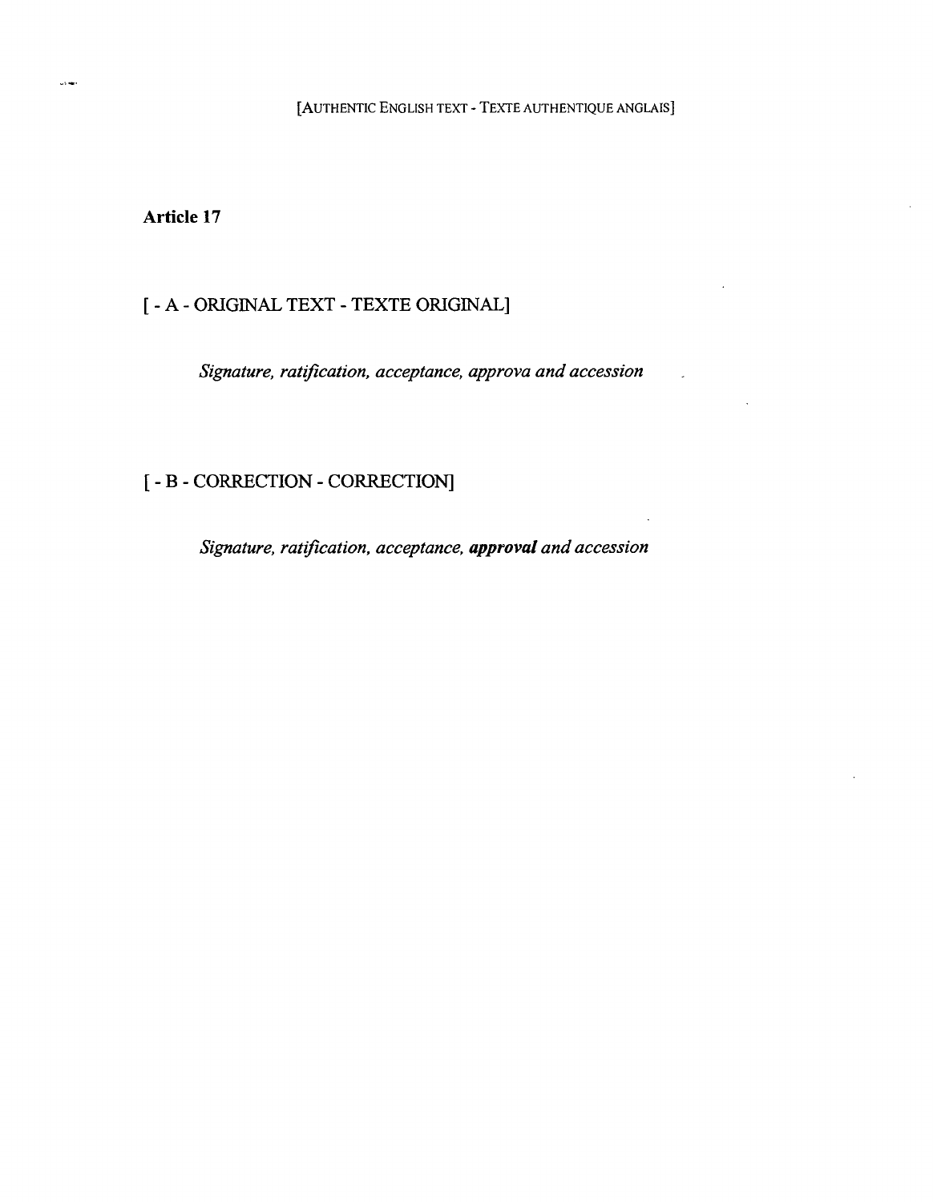[AUTHENTIC ENGLISH TEXT - TEXTE AUTHENTIQUE ANGLAIS]

**Article 17**

[ - A - ORIGINAL TEXT - TEXTE ORIGINAL]

*Signature, ratification, acceptance, approva and accession*

[ - B - CORRECTION - CORRECTION]

*Signature, ratification, acceptance, **approval** and accession*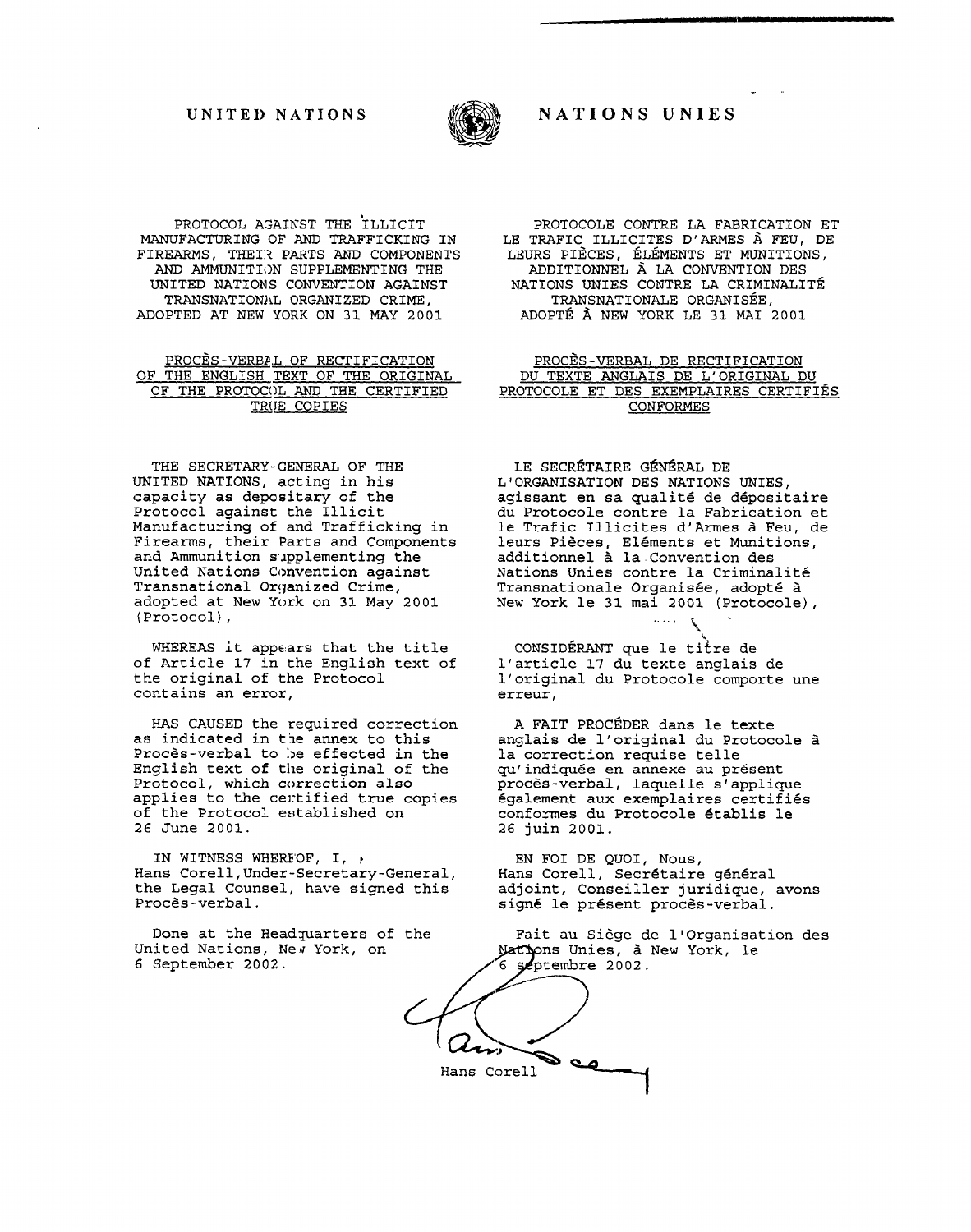UNITED NATIONS — NATIONS UNIES

PROTOCOL AGAINST THE ILLICIT MANUFACTURING OF AND TRAFFICKING IN FIREARMS, THEIR PARTS AND COMPONENTS AND AMMUNITION SUPPLEMENTING THE UNITED NATIONS CONVENTION AGAINST TRANSNATIONAL ORGANIZED CRIME, ADOPTED AT NEW YORK ON 31 MAY 2001

PROCÈS-VERBAL OF RECTIFICATION OF THE ENGLISH TEXT OF THE ORIGINAL OF THE PROTOCOL AND THE CERTIFIED TRUE COPIES

THE SECRETARY-GENERAL OF THE UNITED NATIONS, acting in his capacity as depositary of the Protocol against the Illicit Manufacturing of and Trafficking in Firearms, their Parts and Components and Ammunition supplementing the United Nations Convention against Transnational Organized Crime, adopted at New York on 31 May 2001 (Protocol),

WHEREAS it appears that the title of Article 17 in the English text of the original of the Protocol contains an error,

HAS CAUSED the required correction as indicated in the annex to this Procès-verbal to be effected in the English text of the original of the Protocol, which correction also applies to the certified true copies of the Protocol established on 26 June 2001.

IN WITNESS WHEREOF, I, Hans Corell, Under-Secretary-General, the Legal Counsel, have signed this Procès-verbal.

Done at the Headquarters of the United Nations, New York, on 6 September 2002.

PROTOCOLE CONTRE LA FABRICATION ET LE TRAFIC ILLICITES D'ARMES À FEU, DE LEURS PIÈCES, ÉLÉMENTS ET MUNITIONS, ADDITIONNEL À LA CONVENTION DES NATIONS UNIES CONTRE LA CRIMINALITÉ TRANSNATIONALE ORGANISÉE, ADOPTÉ À NEW YORK LE 31 MAI 2001

PROCÈS-VERBAL DE RECTIFICATION DU TEXTE ANGLAIS DE L'ORIGINAL DU PROTOCOLE ET DES EXEMPLAIRES CERTIFIÉS CONFORMES

LE SECRÉTAIRE GÉNÉRAL DE L'ORGANISATION DES NATIONS UNIES, agissant en sa qualité de dépositaire du Protocole contre la Fabrication et le Trafic Illicites d'Armes à Feu, de leurs Pièces, Eléments et Munitions, additionnel à la Convention des Nations Unies contre la Criminalité Transnationale Organisée, adopté à New York le 31 mai 2001 (Protocole),

CONSIDÉRANT que le titre de l'article 17 du texte anglais de l'original du Protocole comporte une erreur,

A FAIT PROCÉDER dans le texte anglais de l'original du Protocole à la correction requise telle qu'indiquée en annexe au présent procès-verbal, laquelle s'applique également aux exemplaires certifiés conformes du Protocole établis le 26 juin 2001.

EN FOI DE QUOI, Nous, Hans Corell, Secrétaire général adjoint, Conseiller juridique, avons signé le présent procès-verbal.

Fait au Siège de l'Organisation des Nations Unies, à New York, le 6 septembre 2002.

Hans Corell